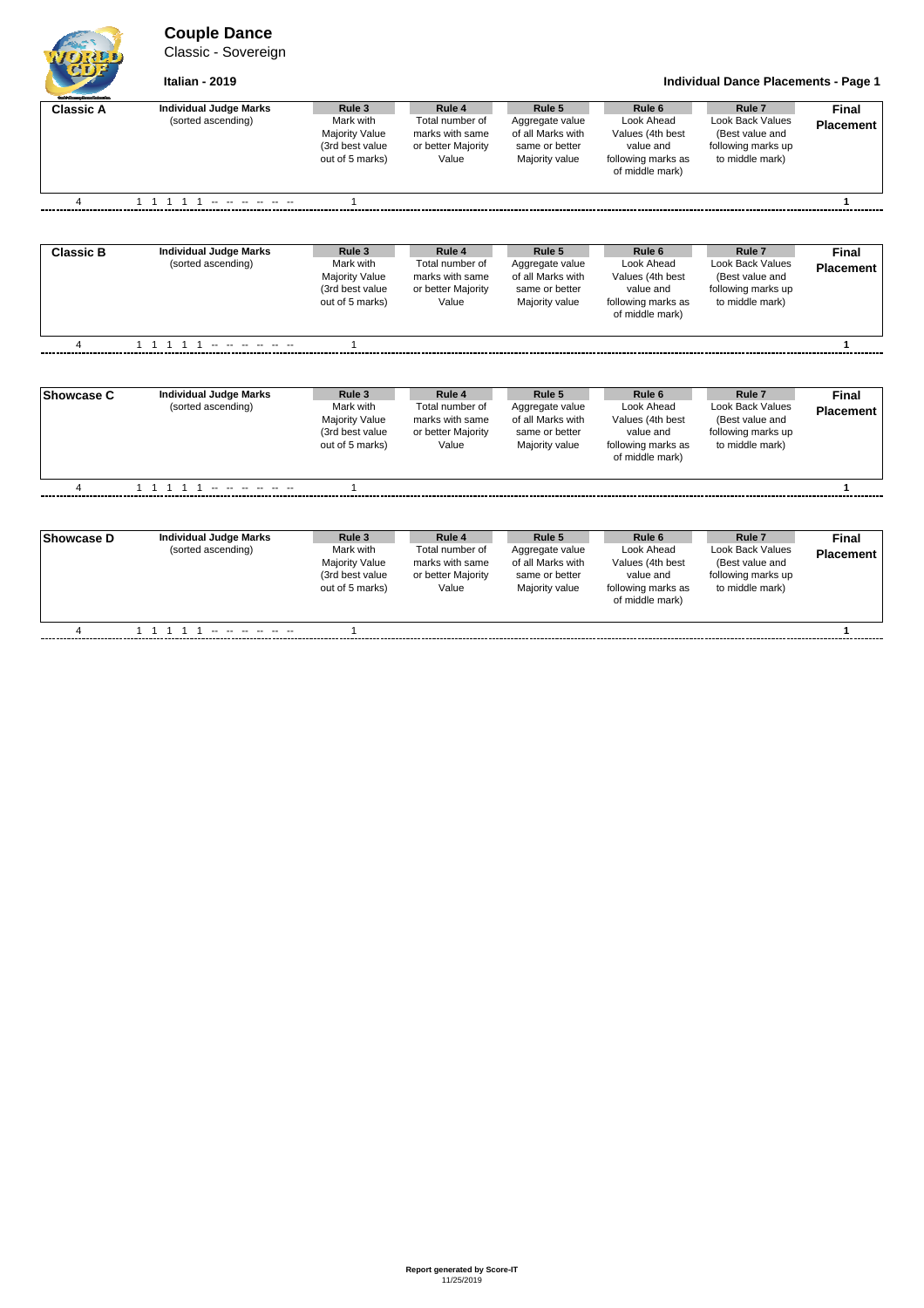# Couple Dance

Classic - Sovereign

**Italian - 2019**

**Individual Dance Placements - Page 1**

| Classic A | Individual Judge Marks (sorted ascending) | Rule 3 Mark with Majority Value (3rd best value out of 5 marks) | Rule 4 Total number of marks with same or better Majority Value | Rule 5 Aggregate value of all Marks with same or better Majority value | Rule 6 Look Ahead Values (4th best value and following marks as of middle mark) | Rule 7 Look Back Values (Best value and following marks up to middle mark) | Final Placement |
|---|---|---|---|---|---|---|---|
| 4 | 1 1 1 1 1 -- -- -- -- -- -- | 1 | | | | | **1** |

| Classic B | Individual Judge Marks (sorted ascending) | Rule 3 Mark with Majority Value (3rd best value out of 5 marks) | Rule 4 Total number of marks with same or better Majority Value | Rule 5 Aggregate value of all Marks with same or better Majority value | Rule 6 Look Ahead Values (4th best value and following marks as of middle mark) | Rule 7 Look Back Values (Best value and following marks up to middle mark) | Final Placement |
|---|---|---|---|---|---|---|---|
| 4 | 1 1 1 1 1 -- -- -- -- -- -- | 1 | | | | | **1** |

| Showcase C | Individual Judge Marks (sorted ascending) | Rule 3 Mark with Majority Value (3rd best value out of 5 marks) | Rule 4 Total number of marks with same or better Majority Value | Rule 5 Aggregate value of all Marks with same or better Majority value | Rule 6 Look Ahead Values (4th best value and following marks as of middle mark) | Rule 7 Look Back Values (Best value and following marks up to middle mark) | Final Placement |
|---|---|---|---|---|---|---|---|
| 4 | 1 1 1 1 1 -- -- -- -- -- -- | 1 | | | | | **1** |

| Showcase D | Individual Judge Marks (sorted ascending) | Rule 3 Mark with Majority Value (3rd best value out of 5 marks) | Rule 4 Total number of marks with same or better Majority Value | Rule 5 Aggregate value of all Marks with same or better Majority value | Rule 6 Look Ahead Values (4th best value and following marks as of middle mark) | Rule 7 Look Back Values (Best value and following marks up to middle mark) | Final Placement |
|---|---|---|---|---|---|---|---|
| 4 | 1 1 1 1 1 -- -- -- -- -- -- | 1 | | | | | **1** |

**Report generated by Score-IT**
11/25/2019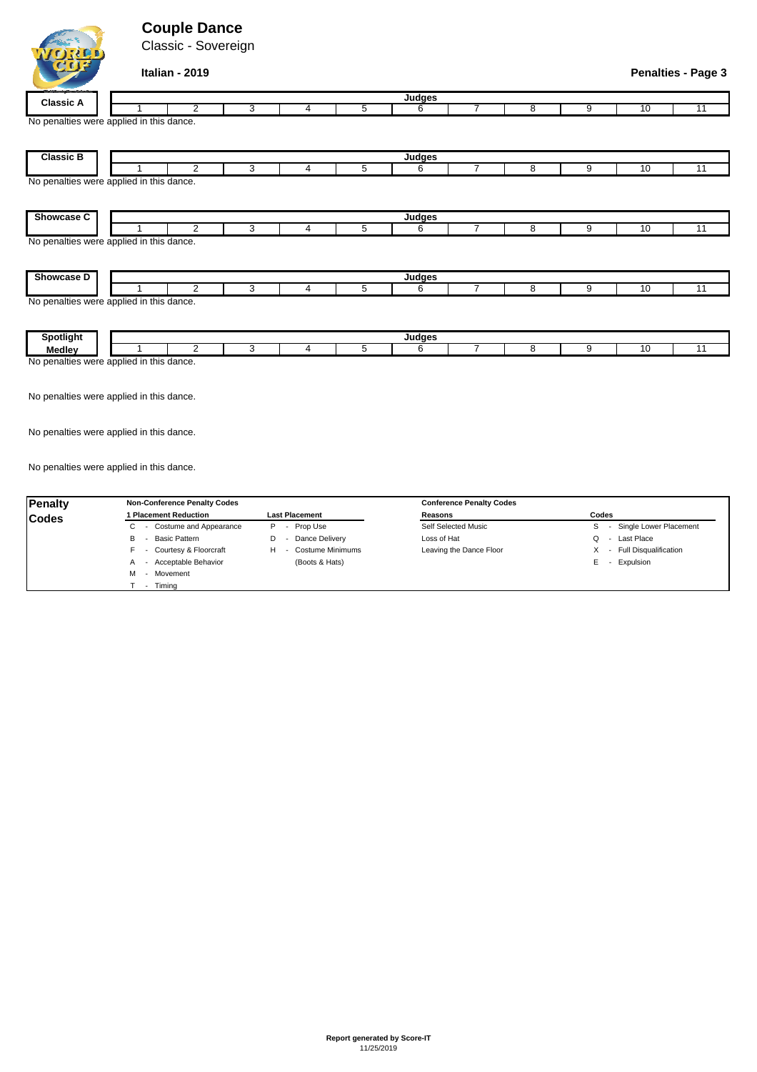# Couple Dance

Classic - Sovereign

**Italian - 2019**

**Penalties - Page 3**

| Classic A | Judges | | | | | | | | | | |
|---|---|---|---|---|---|---|---|---|---|---|---|
| | 1 | 2 | 3 | 4 | 5 | 6 | 7 | 8 | 9 | 10 | 11 |

No penalties were applied in this dance.

| Classic B | Judges | | | | | | | | | | |
|---|---|---|---|---|---|---|---|---|---|---|---|
| | 1 | 2 | 3 | 4 | 5 | 6 | 7 | 8 | 9 | 10 | 11 |

No penalties were applied in this dance.

| Showcase C | Judges | | | | | | | | | | |
|---|---|---|---|---|---|---|---|---|---|---|---|
| | 1 | 2 | 3 | 4 | 5 | 6 | 7 | 8 | 9 | 10 | 11 |

No penalties were applied in this dance.

| Showcase D | Judges | | | | | | | | | | |
|---|---|---|---|---|---|---|---|---|---|---|---|
| | 1 | 2 | 3 | 4 | 5 | 6 | 7 | 8 | 9 | 10 | 11 |

No penalties were applied in this dance.

| Spotlight Medley | Judges | | | | | | | | | | |
|---|---|---|---|---|---|---|---|---|---|---|---|
| | 1 | 2 | 3 | 4 | 5 | 6 | 7 | 8 | 9 | 10 | 11 |

No penalties were applied in this dance.

No penalties were applied in this dance.

No penalties were applied in this dance.

No penalties were applied in this dance.

## Penalty Codes

| Non-Conference Penalty Codes | | Conference Penalty Codes | |
|---|---|---|---|
| **1 Placement Reduction** | **Last Placement** | **Reasons** | **Codes** |
| C - Costume and Appearance | P - Prop Use | Self Selected Music | S - Single Lower Placement |
| B - Basic Pattern | D - Dance Delivery | Loss of Hat | Q - Last Place |
| F - Courtesy & Floorcraft | H - Costume Minimums (Boots & Hats) | Leaving the Dance Floor | X - Full Disqualification |
| A - Acceptable Behavior | | | E - Expulsion |
| M - Movement | | | |
| T - Timing | | | |

**Report generated by Score-IT**
11/25/2019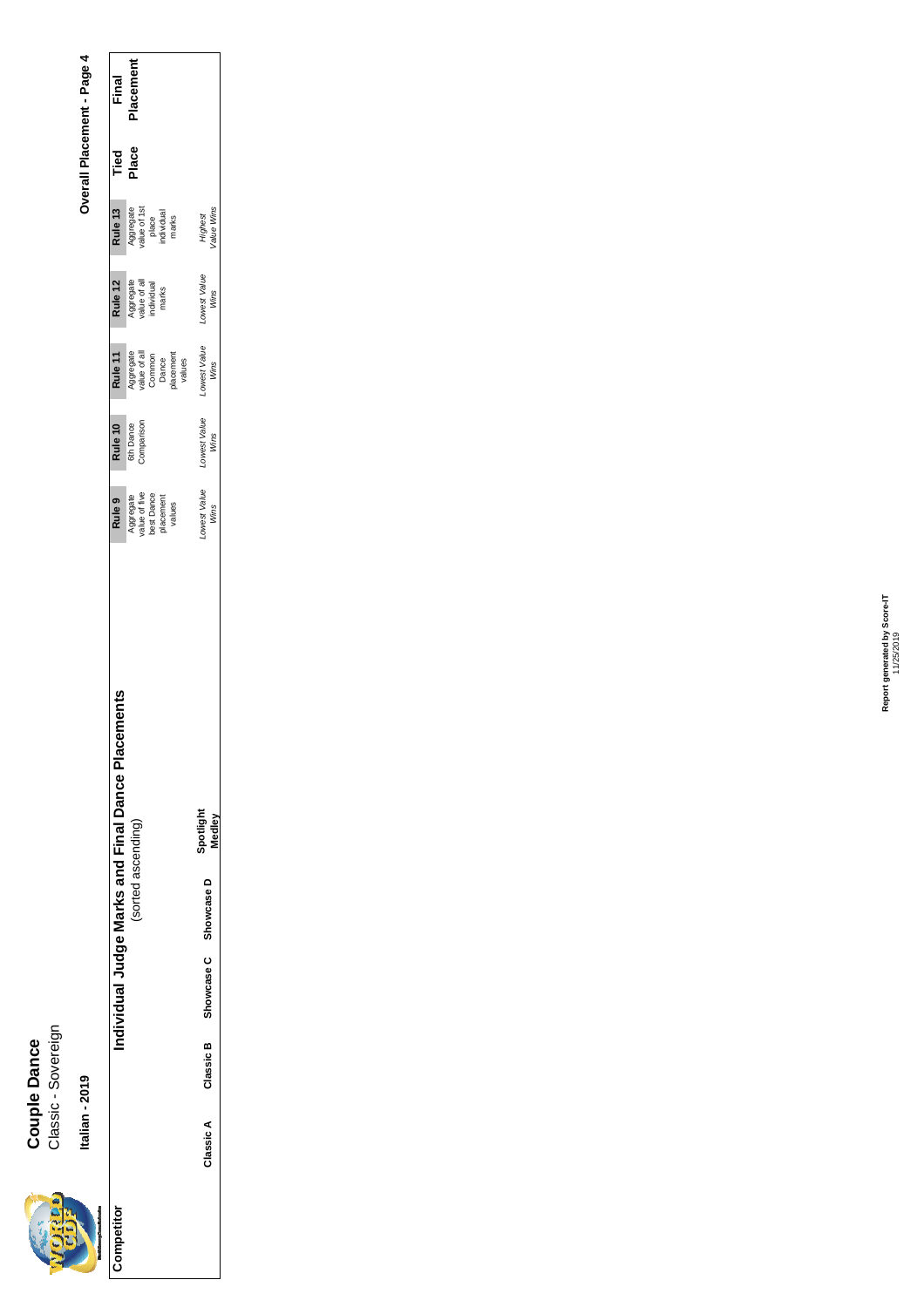# Couple Dance

Classic - Sovereign

**Italian - 2019**

**Overall Placement**

| Competitor | Individual Judge Marks and Final Dance Placements (sorted ascending) | | | | | Rule 9 | Rule 10 | Rule 11 | Rule 12 | Rule 13 | Tied Place | Final Placement |
|---|---|---|---|---|---|---|---|---|---|---|---|---|
| | Classic A | Classic B | Showcase C | Showcase D | Spotlight Medley | Aggregate value of five best Dance placement values | 6th Dance Comparison | Aggregate value of all Common Dance placement values | Aggregate value of all individual marks | Aggregate value of 1st place individual marks | | |
| | | | | | | *Lowest Value Wins* | *Lowest Value Wins* | *Lowest Value Wins* | *Lowest Value Wins* | *Highest Value Wins* | | |

**Report generated by Score-IT**
11/25/2019